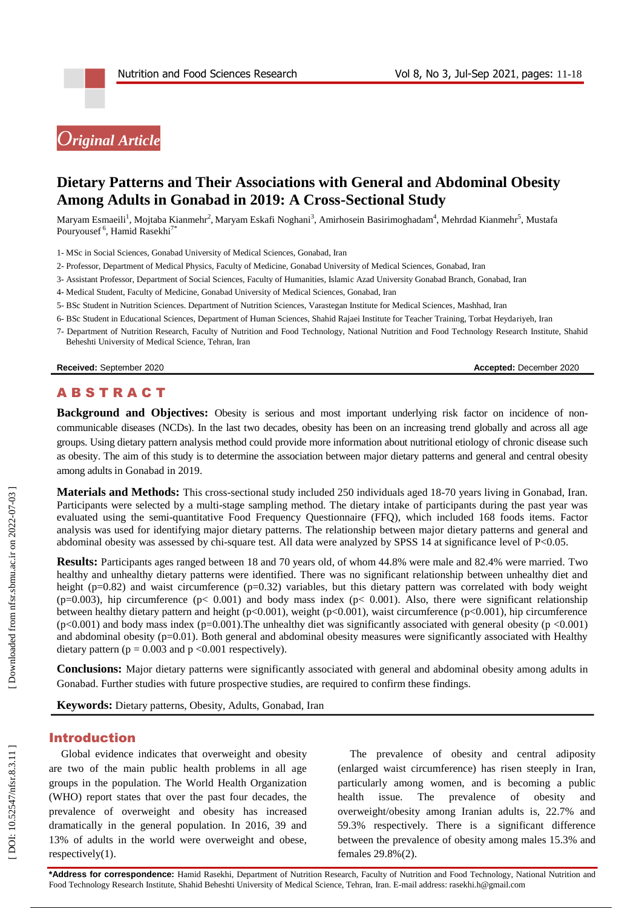*Original Article*

# Dietary Patterns and Their Associations with General and Abdominal Obesity Among Adults in Gonabad in 2019: A Cross-Sectional Study

Maryam Esmaeili[1], Mojtaba Kianmehr[2], Maryam Eskafi Noghani[3], Amirhosein Basirimoghadam[4], Mehrdad Kianmehr[5], Mustafa Pouryousef[6], Hamid Rasekhi[7*]

1- MSc in Social Sciences, Gonabad University of Medical Sciences, Gonabad, Iran

2- Professor, Department of Medical Physics, Faculty of Medicine, Gonabad University of Medical Sciences, Gonabad, Iran

3- Assistant Professor, Department of Social Sciences, Faculty of Humanities, Islamic Azad University Gonabad Branch, Gonabad, Iran

4- Medical Student, Faculty of Medicine, Gonabad University of Medical Sciences, Gonabad, Iran

5- BSc Student in Nutrition Sciences. Department of Nutrition Sciences, Varastegan Institute for Medical Sciences, Mashhad, Iran

6- BSc Student in Educational Sciences, Department of Human Sciences, Shahid Rajaei Institute for Teacher Training, Torbat Heydariyeh, Iran

7- Department of Nutrition Research, Faculty of Nutrition and Food Technology, National Nutrition and Food Technology Research Institute, Shahid Beheshti University of Medical Science, Tehran, Iran

**Received:** September 2020 **Accepted:** December 2020

## ABSTRACT

**Background and Objectives:** Obesity is serious and most important underlying risk factor on incidence of non-communicable diseases (NCDs). In the last two decades, obesity has been on an increasing trend globally and across all age groups. Using dietary pattern analysis method could provide more information about nutritional etiology of chronic disease such as obesity. The aim of this study is to determine the association between major dietary patterns and general and central obesity among adults in Gonabad in 2019.

**Materials and Methods:** This cross-sectional study included 250 individuals aged 18-70 years living in Gonabad, Iran. Participants were selected by a multi-stage sampling method. The dietary intake of participants during the past year was evaluated using the semi-quantitative Food Frequency Questionnaire (FFQ), which included 168 foods items. Factor analysis was used for identifying major dietary patterns. The relationship between major dietary patterns and general and abdominal obesity was assessed by chi-square test. All data were analyzed by SPSS 14 at significance level of $P<0.05$.

**Results:** Participants ages ranged between 18 and 70 years old, of whom 44.8% were male and 82.4% were married. Two healthy and unhealthy dietary patterns were identified. There was no significant relationship between unhealthy diet and height ($p=0.82$) and waist circumference ($p=0.32$) variables, but this dietary pattern was correlated with body weight ($p=0.003$), hip circumference ($p< 0.001$) and body mass index ($p< 0.001$). Also, there were significant relationship between healthy dietary pattern and height ($p<0.001$), weight ($p<0.001$), waist circumference ($p<0.001$), hip circumference ($p<0.001$) and body mass index ($p=0.001$).The unhealthy diet was significantly associated with general obesity ($p <0.001$) and abdominal obesity ($p=0.01$). Both general and abdominal obesity measures were significantly associated with Healthy dietary pattern ($p = 0.003$ and $p <0.001$ respectively).

**Conclusions:** Major dietary patterns were significantly associated with general and abdominal obesity among adults in Gonabad. Further studies with future prospective studies, are required to confirm these findings.

**Keywords:** Dietary patterns, Obesity, Adults, Gonabad, Iran

## Introduction

Global evidence indicates that overweight and obesity are two of the main public health problems in all age groups in the population. The World Health Organization (WHO) report states that over the past four decades, the prevalence of overweight and obesity has increased dramatically in the general population. In 2016, 39 and 13% of adults in the world were overweight and obese, respectively(1).

The prevalence of obesity and central adiposity (enlarged waist circumference) has risen steeply in Iran, particularly among women, and is becoming a public health issue. The prevalence of obesity and overweight/obesity among Iranian adults is, 22.7% and 59.3% respectively. There is a significant difference between the prevalence of obesity among males 15.3% and females 29.8%(2).

**\*Address for correspondence:** Hamid Rasekhi, Department of Nutrition Research, Faculty of Nutrition and Food Technology, National Nutrition and Food Technology Research Institute, Shahid Beheshti University of Medical Science, Tehran, Iran. E-mail address: rasekhi.h@gmail.com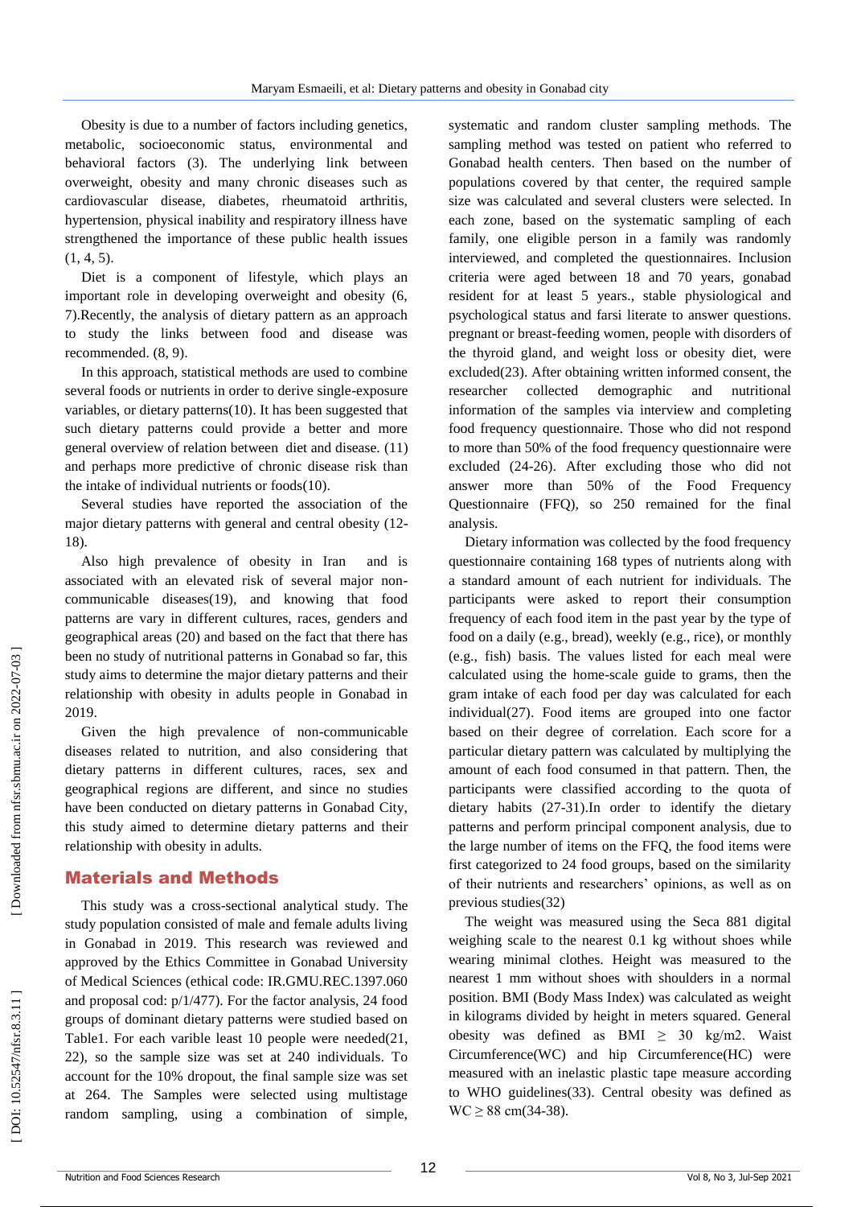Obesity is due to a number of factors including genetics, metabolic, socioeconomic status, environmental and behavioral factors (3). The underlying link between overweight, obesity and many chronic diseases such as cardiovascular disease, diabetes, rheumatoid arthritis, hypertension, physical inability and respiratory illness have strengthened the importance of these public health issues (1, 4, 5).

Diet is a component of lifestyle, which plays an important role in developing overweight and obesity (6, 7).Recently, the analysis of dietary pattern as an approach to study the links between food and disease was recommended. (8, 9).

In this approach, statistical methods are used to combine several foods or nutrients in order to derive single-exposure variables, or dietary patterns(10). It has been suggested that such dietary patterns could provide a better and more general overview of relation between diet and disease. (11) and perhaps more predictive of chronic disease risk than the intake of individual nutrients or foods(10).

Several studies have reported the association of the major dietary patterns with general and central obesity (12-18).

Also high prevalence of obesity in Iran and is associated with an elevated risk of several major non-communicable diseases(19), and knowing that food patterns are vary in different cultures, races, genders and geographical areas (20) and based on the fact that there has been no study of nutritional patterns in Gonabad so far, this study aims to determine the major dietary patterns and their relationship with obesity in adults people in Gonabad in 2019.

Given the high prevalence of non-communicable diseases related to nutrition, and also considering that dietary patterns in different cultures, races, sex and geographical regions are different, and since no studies have been conducted on dietary patterns in Gonabad City, this study aimed to determine dietary patterns and their relationship with obesity in adults.

## Materials and Methods

This study was a cross-sectional analytical study. The study population consisted of male and female adults living in Gonabad in 2019. This research was reviewed and approved by the Ethics Committee in Gonabad University of Medical Sciences (ethical code: IR.GMU.REC.1397.060 and proposal cod: p/1/477). For the factor analysis, 24 food groups of dominant dietary patterns were studied based on Table1. For each varible least 10 people were needed(21, 22), so the sample size was set at 240 individuals. To account for the 10% dropout, the final sample size was set at 264. The Samples were selected using multistage random sampling, using a combination of simple, systematic and random cluster sampling methods. The sampling method was tested on patient who referred to Gonabad health centers. Then based on the number of populations covered by that center, the required sample size was calculated and several clusters were selected. In each zone, based on the systematic sampling of each family, one eligible person in a family was randomly interviewed, and completed the questionnaires. Inclusion criteria were aged between 18 and 70 years, gonabad resident for at least 5 years., stable physiological and psychological status and farsi literate to answer questions. pregnant or breast-feeding women, people with disorders of the thyroid gland, and weight loss or obesity diet, were excluded(23). After obtaining written informed consent, the researcher collected demographic and nutritional information of the samples via interview and completing food frequency questionnaire. Those who did not respond to more than 50% of the food frequency questionnaire were excluded (24-26). After excluding those who did not answer more than 50% of the Food Frequency Questionnaire (FFQ), so 250 remained for the final analysis.

Dietary information was collected by the food frequency questionnaire containing 168 types of nutrients along with a standard amount of each nutrient for individuals. The participants were asked to report their consumption frequency of each food item in the past year by the type of food on a daily (e.g., bread), weekly (e.g., rice), or monthly (e.g., fish) basis. The values listed for each meal were calculated using the home-scale guide to grams, then the gram intake of each food per day was calculated for each individual(27). Food items are grouped into one factor based on their degree of correlation. Each score for a particular dietary pattern was calculated by multiplying the amount of each food consumed in that pattern. Then, the participants were classified according to the quota of dietary habits (27-31).In order to identify the dietary patterns and perform principal component analysis, due to the large number of items on the FFQ, the food items were first categorized to 24 food groups, based on the similarity of their nutrients and researchers' opinions, as well as on previous studies(32)

The weight was measured using the Seca 881 digital weighing scale to the nearest 0.1 kg without shoes while wearing minimal clothes. Height was measured to the nearest 1 mm without shoes with shoulders in a normal position. BMI (Body Mass Index) was calculated as weight in kilograms divided by height in meters squared. General obesity was defined as BMI $\geq$ 30 kg/m2. Waist Circumference(WC) and hip Circumference(HC) were measured with an inelastic plastic tape measure according to WHO guidelines(33). Central obesity was defined as WC $\geq$ 88 cm(34-38).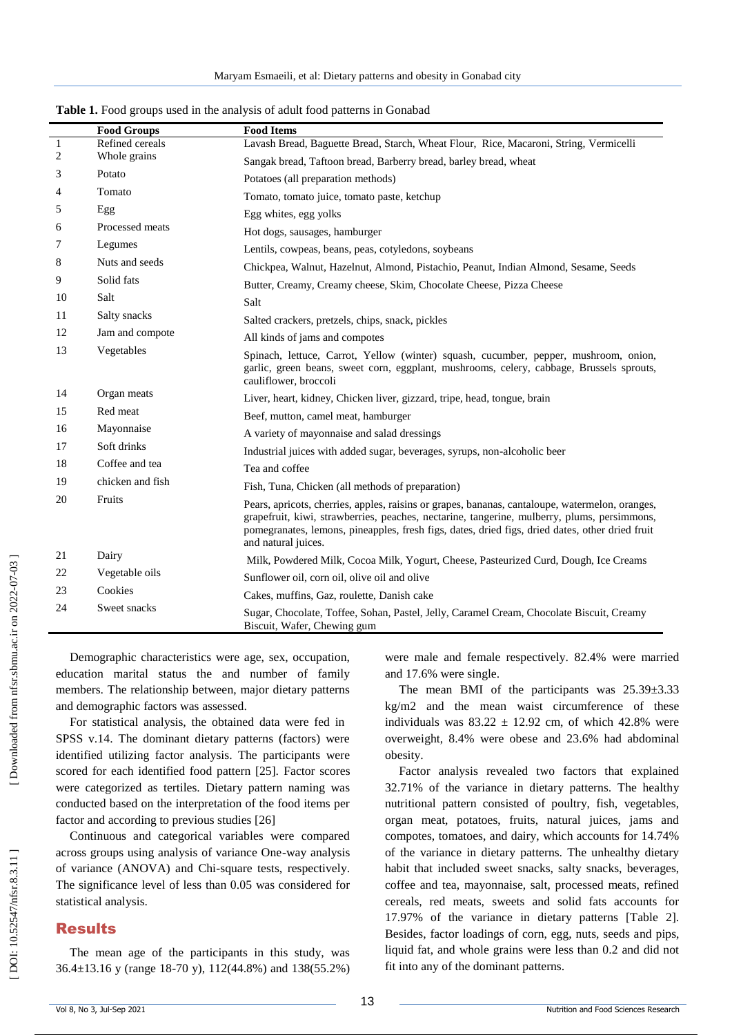**Table 1.** Food groups used in the analysis of adult food patterns in Gonabad

| | Food Groups | Food Items |
|---|---|---|
| 1 | Refined cereals | Lavash Bread, Baguette Bread, Starch, Wheat Flour, Rice, Macaroni, String, Vermicelli |
| 2 | Whole grains | Sangak bread, Taftoon bread, Barberry bread, barley bread, wheat |
| 3 | Potato | Potatoes (all preparation methods) |
| 4 | Tomato | Tomato, tomato juice, tomato paste, ketchup |
| 5 | Egg | Egg whites, egg yolks |
| 6 | Processed meats | Hot dogs, sausages, hamburger |
| 7 | Legumes | Lentils, cowpeas, beans, peas, cotyledons, soybeans |
| 8 | Nuts and seeds | Chickpea, Walnut, Hazelnut, Almond, Pistachio, Peanut, Indian Almond, Sesame, Seeds |
| 9 | Solid fats | Butter, Creamy, Creamy cheese, Skim, Chocolate Cheese, Pizza Cheese |
| 10 | Salt | Salt |
| 11 | Salty snacks | Salted crackers, pretzels, chips, snack, pickles |
| 12 | Jam and compote | All kinds of jams and compotes |
| 13 | Vegetables | Spinach, lettuce, Carrot, Yellow (winter) squash, cucumber, pepper, mushroom, onion, garlic, green beans, sweet corn, eggplant, mushrooms, celery, cabbage, Brussels sprouts, cauliflower, broccoli |
| 14 | Organ meats | Liver, heart, kidney, Chicken liver, gizzard, tripe, head, tongue, brain |
| 15 | Red meat | Beef, mutton, camel meat, hamburger |
| 16 | Mayonnaise | A variety of mayonnaise and salad dressings |
| 17 | Soft drinks | Industrial juices with added sugar, beverages, syrups, non-alcoholic beer |
| 18 | Coffee and tea | Tea and coffee |
| 19 | chicken and fish | Fish, Tuna, Chicken (all methods of preparation) |
| 20 | Fruits | Pears, apricots, cherries, apples, raisins or grapes, bananas, cantaloupe, watermelon, oranges, grapefruit, kiwi, strawberries, peaches, nectarine, tangerine, mulberry, plums, persimmons, pomegranates, lemons, pineapples, fresh figs, dates, dried figs, dried dates, other dried fruit and natural juices. |
| 21 | Dairy | Milk, Powdered Milk, Cocoa Milk, Yogurt, Cheese, Pasteurized Curd, Dough, Ice Creams |
| 22 | Vegetable oils | Sunflower oil, corn oil, olive oil and olive |
| 23 | Cookies | Cakes, muffins, Gaz, roulette, Danish cake |
| 24 | Sweet snacks | Sugar, Chocolate, Toffee, Sohan, Pastel, Jelly, Caramel Cream, Chocolate Biscuit, Creamy Biscuit, Wafer, Chewing gum |

Demographic characteristics were age, sex, occupation, education marital status the and number of family members. The relationship between, major dietary patterns and demographic factors was assessed.

For statistical analysis, the obtained data were fed in SPSS v.14. The dominant dietary patterns (factors) were identified utilizing factor analysis. The participants were scored for each identified food pattern [25]. Factor scores were categorized as tertiles. Dietary pattern naming was conducted based on the interpretation of the food items per factor and according to previous studies [26]

Continuous and categorical variables were compared across groups using analysis of variance One-way analysis of variance (ANOVA) and Chi-square tests, respectively. The significance level of less than 0.05 was considered for statistical analysis.

## Results

The mean age of the participants in this study, was 36.4±13.16 y (range 18-70 y), 112(44.8%) and 138(55.2%) were male and female respectively. 82.4% were married and 17.6% were single.

The mean BMI of the participants was 25.39±3.33 kg/m2 and the mean waist circumference of these individuals was 83.22 ± 12.92 cm, of which 42.8% were overweight, 8.4% were obese and 23.6% had abdominal obesity.

Factor analysis revealed two factors that explained 32.71% of the variance in dietary patterns. The healthy nutritional pattern consisted of poultry, fish, vegetables, organ meat, potatoes, fruits, natural juices, jams and compotes, tomatoes, and dairy, which accounts for 14.74% of the variance in dietary patterns. The unhealthy dietary habit that included sweet snacks, salty snacks, beverages, coffee and tea, mayonnaise, salt, processed meats, refined cereals, red meats, sweets and solid fats accounts for 17.97% of the variance in dietary patterns [Table 2]. Besides, factor loadings of corn, egg, nuts, seeds and pips, liquid fat, and whole grains were less than 0.2 and did not fit into any of the dominant patterns.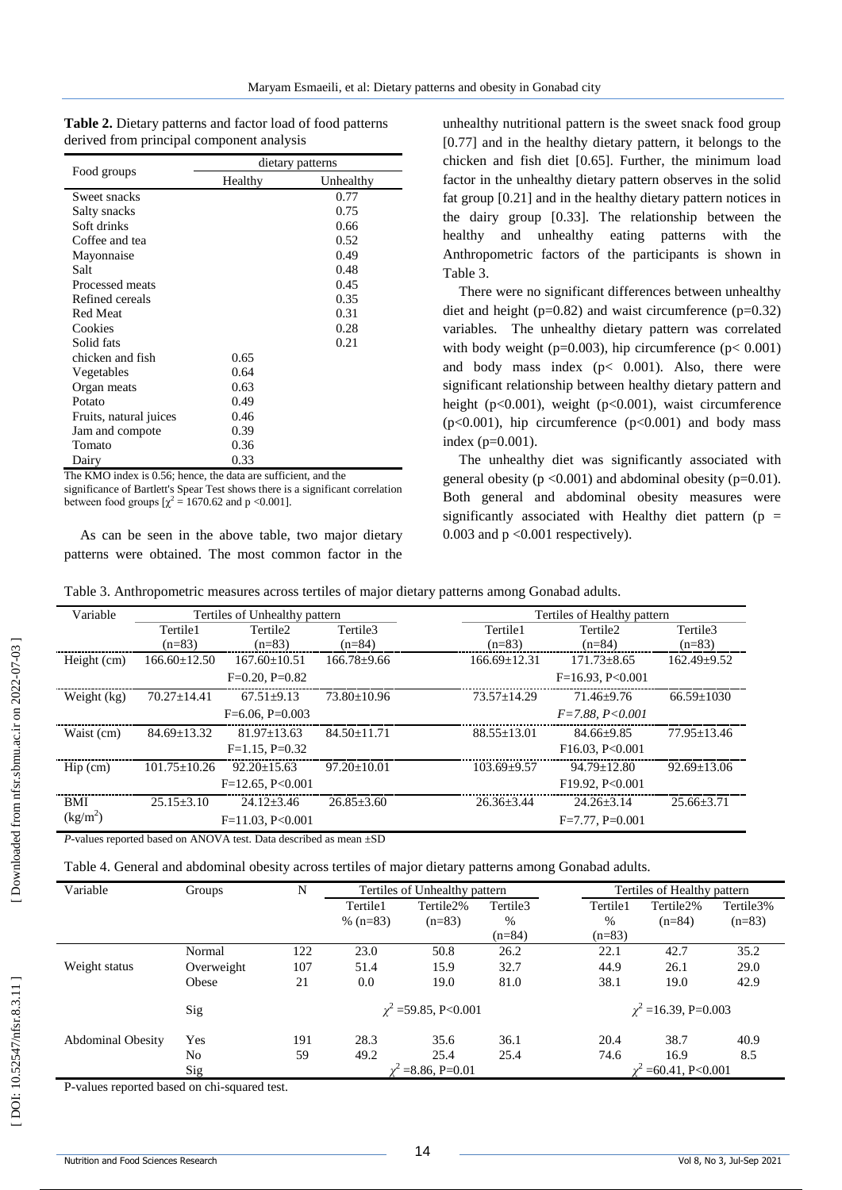**Table 2.** Dietary patterns and factor load of food patterns derived from principal component analysis

| Food groups | dietary patterns | |
|---|---|---|
| | Healthy | Unhealthy |
| Sweet snacks | | 0.77 |
| Salty snacks | | 0.75 |
| Soft drinks | | 0.66 |
| Coffee and tea | | 0.52 |
| Mayonnaise | | 0.49 |
| Salt | | 0.48 |
| Processed meats | | 0.45 |
| Refined cereals | | 0.35 |
| Red Meat | | 0.31 |
| Cookies | | 0.28 |
| Solid fats | | 0.21 |
| chicken and fish | 0.65 | |
| Vegetables | 0.64 | |
| Organ meats | 0.63 | |
| Potato | 0.49 | |
| Fruits, natural juices | 0.46 | |
| Jam and compote | 0.39 | |
| Tomato | 0.36 | |
| Dairy | 0.33 | |

The KMO index is 0.56; hence, the data are sufficient, and the significance of Bartlett's Spear Test shows there is a significant correlation between food groups [$\chi^2 = 1670.62$ and $p < 0.001$].

As can be seen in the above table, two major dietary patterns were obtained. The most common factor in the unhealthy nutritional pattern is the sweet snack food group [0.77] and in the healthy dietary pattern, it belongs to the chicken and fish diet [0.65]. Further, the minimum load factor in the unhealthy dietary pattern observes in the solid fat group [0.21] and in the healthy dietary pattern notices in the dairy group [0.33]. The relationship between the healthy and unhealthy eating patterns with the Anthropometric factors of the participants is shown in Table 3.

There were no significant differences between unhealthy diet and height ($p=0.82$) and waist circumference ($p=0.32$) variables. The unhealthy dietary pattern was correlated with body weight ($p=0.003$), hip circumference ($p< 0.001$) and body mass index ($p< 0.001$). Also, there were significant relationship between healthy dietary pattern and height ($p<0.001$), weight ($p<0.001$), waist circumference ($p<0.001$), hip circumference ($p<0.001$) and body mass index ($p=0.001$).

The unhealthy diet was significantly associated with general obesity ($p <0.001$) and abdominal obesity ($p=0.01$). Both general and abdominal obesity measures were significantly associated with Healthy diet pattern ($p = 0.003$ and $p <0.001$ respectively).

Table 3. Anthropometric measures across tertiles of major dietary patterns among Gonabad adults.

| Variable | Tertiles of Unhealthy pattern | | | Tertiles of Healthy pattern | | |
|---|---|---|---|---|---|---|
| | Tertile1 (n=83) | Tertile2 (n=83) | Tertile3 (n=84) | Tertile1 (n=83) | Tertile2 (n=84) | Tertile3 (n=83) |
| Height (cm) | 166.60±12.50 | 167.60±10.51 | 166.78±9.66 | 166.69±12.31 | 171.73±8.65 | 162.49±9.52 |
| | | F=0.20, P=0.82 | | | F=16.93, P<0.001 | |
| Weight (kg) | 70.27±14.41 | 67.51±9.13 | 73.80±10.96 | 73.57±14.29 | 71.46±9.76 | 66.59±1030 |
| | | F=6.06, P=0.003 | | | *F=7.88, P<0.001* | |
| Waist (cm) | 84.69±13.32 | 81.97±13.63 | 84.50±11.71 | 88.55±13.01 | 84.66±9.85 | 77.95±13.46 |
| | | F=1.15, P=0.32 | | | F16.03, P<0.001 | |
| Hip (cm) | 101.75±10.26 | 92.20±15.63 | 97.20±10.01 | 103.69±9.57 | 94.79±12.80 | 92.69±13.06 |
| | | F=12.65, P<0.001 | | | F19.92, P<0.001 | |
| BMI (kg/m²) | 25.15±3.10 | 24.12±3.46 | 26.85±3.60 | 26.36±3.44 | 24.26±3.14 | 25.66±3.71 |
| | | F=11.03, P<0.001 | | | F=7.77, P=0.001 | |

*P*-values reported based on ANOVA test. Data described as mean ±SD

Table 4. General and abdominal obesity across tertiles of major dietary patterns among Gonabad adults.

| Variable | Groups | N | Tertiles of Unhealthy pattern | | | Tertiles of Healthy pattern | | |
|---|---|---|---|---|---|---|---|---|
| | | | Tertile1 % (n=83) | Tertile2% (n=83) | Tertile3 % (n=84) | Tertile1 % (n=83) | Tertile2% (n=84) | Tertile3% (n=83) |
| Weight status | Normal | 122 | 23.0 | 50.8 | 26.2 | 22.1 | 42.7 | 35.2 |
| | Overweight | 107 | 51.4 | 15.9 | 32.7 | 44.9 | 26.1 | 29.0 |
| | Obese | 21 | 0.0 | 19.0 | 81.0 | 38.1 | 19.0 | 42.9 |
| | Sig | | | $\chi^2$ =59.85, P<0.001 | | | $\chi^2$ =16.39, P=0.003 | |
| Abdominal Obesity | Yes | 191 | 28.3 | 35.6 | 36.1 | 20.4 | 38.7 | 40.9 |
| | No | 59 | 49.2 | 25.4 | 25.4 | 74.6 | 16.9 | 8.5 |
| | Sig | | | $\chi^2$ =8.86, P=0.01 | | | $\chi^2$ =60.41, P<0.001 | |

P-values reported based on chi-squared test.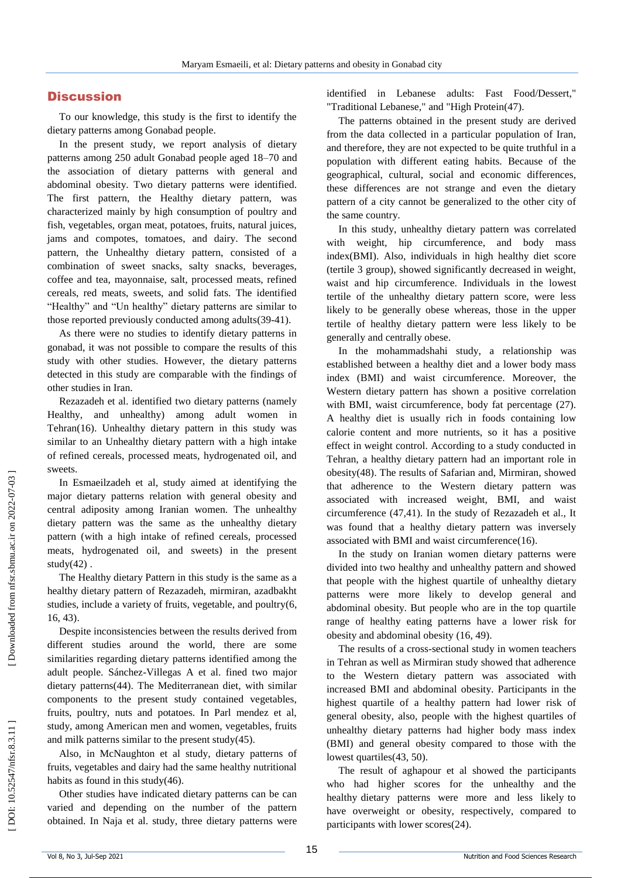## Discussion

To our knowledge, this study is the first to identify the dietary patterns among Gonabad people.

In the present study, we report analysis of dietary patterns among 250 adult Gonabad people aged 18–70 and the association of dietary patterns with general and abdominal obesity. Two dietary patterns were identified. The first pattern, the Healthy dietary pattern, was characterized mainly by high consumption of poultry and fish, vegetables, organ meat, potatoes, fruits, natural juices, jams and compotes, tomatoes, and dairy. The second pattern, the Unhealthy dietary pattern, consisted of a combination of sweet snacks, salty snacks, beverages, coffee and tea, mayonnaise, salt, processed meats, refined cereals, red meats, sweets, and solid fats. The identified "Healthy" and "Un healthy" dietary patterns are similar to those reported previously conducted among adults(39-41).

As there were no studies to identify dietary patterns in gonabad, it was not possible to compare the results of this study with other studies. However, the dietary patterns detected in this study are comparable with the findings of other studies in Iran.

Rezazadeh et al. identified two dietary patterns (namely Healthy, and unhealthy) among adult women in Tehran(16). Unhealthy dietary pattern in this study was similar to an Unhealthy dietary pattern with a high intake of refined cereals, processed meats, hydrogenated oil, and sweets.

In Esmaeilzadeh et al, study aimed at identifying the major dietary patterns relation with general obesity and central adiposity among Iranian women. The unhealthy dietary pattern was the same as the unhealthy dietary pattern (with a high intake of refined cereals, processed meats, hydrogenated oil, and sweets) in the present study(42) .

The Healthy dietary Pattern in this study is the same as a healthy dietary pattern of Rezazadeh, mirmiran, azadbakht studies, include a variety of fruits, vegetable, and poultry(6, 16, 43).

Despite inconsistencies between the results derived from different studies around the world, there are some similarities regarding dietary patterns identified among the adult people. Sánchez-Villegas A et al. fined two major dietary patterns(44). The Mediterranean diet, with similar components to the present study contained vegetables, fruits, poultry, nuts and potatoes. In Parl mendez et al, study, among American men and women, vegetables, fruits and milk patterns similar to the present study(45).

Also, in McNaughton et al study, dietary patterns of fruits, vegetables and dairy had the same healthy nutritional habits as found in this study(46).

Other studies have indicated dietary patterns can be can varied and depending on the number of the pattern obtained. In Naja et al. study, three dietary patterns were identified in Lebanese adults: Fast Food/Dessert," "Traditional Lebanese," and "High Protein(47).

The patterns obtained in the present study are derived from the data collected in a particular population of Iran, and therefore, they are not expected to be quite truthful in a population with different eating habits. Because of the geographical, cultural, social and economic differences, these differences are not strange and even the dietary pattern of a city cannot be generalized to the other city of the same country.

In this study, unhealthy dietary pattern was correlated with weight, hip circumference, and body mass index(BMI). Also, individuals in high healthy diet score (tertile 3 group), showed significantly decreased in weight, waist and hip circumference. Individuals in the lowest tertile of the unhealthy dietary pattern score, were less likely to be generally obese whereas, those in the upper tertile of healthy dietary pattern were less likely to be generally and centrally obese.

In the mohammadshahi study, a relationship was established between a healthy diet and a lower body mass index (BMI) and waist circumference. Moreover, the Western dietary pattern has shown a positive correlation with BMI, waist circumference, body fat percentage (27). A healthy diet is usually rich in foods containing low calorie content and more nutrients, so it has a positive effect in weight control. According to a study conducted in Tehran, a healthy dietary pattern had an important role in obesity(48). The results of Safarian and, Mirmiran, showed that adherence to the Western dietary pattern was associated with increased weight, BMI, and waist circumference (47,41). In the study of Rezazadeh et al., It was found that a healthy dietary pattern was inversely associated with BMI and waist circumference(16).

In the study on Iranian women dietary patterns were divided into two healthy and unhealthy pattern and showed that people with the highest quartile of unhealthy dietary patterns were more likely to develop general and abdominal obesity. But people who are in the top quartile range of healthy eating patterns have a lower risk for obesity and abdominal obesity (16, 49).

The results of a cross-sectional study in women teachers in Tehran as well as Mirmiran study showed that adherence to the Western dietary pattern was associated with increased BMI and abdominal obesity. Participants in the highest quartile of a healthy pattern had lower risk of general obesity, also, people with the highest quartiles of unhealthy dietary patterns had higher body mass index (BMI) and general obesity compared to those with the lowest quartiles(43, 50).

The result of aghapour et al showed the participants who had higher scores for the unhealthy and the healthy dietary patterns were more and less likely to have overweight or obesity, respectively, compared to participants with lower scores(24).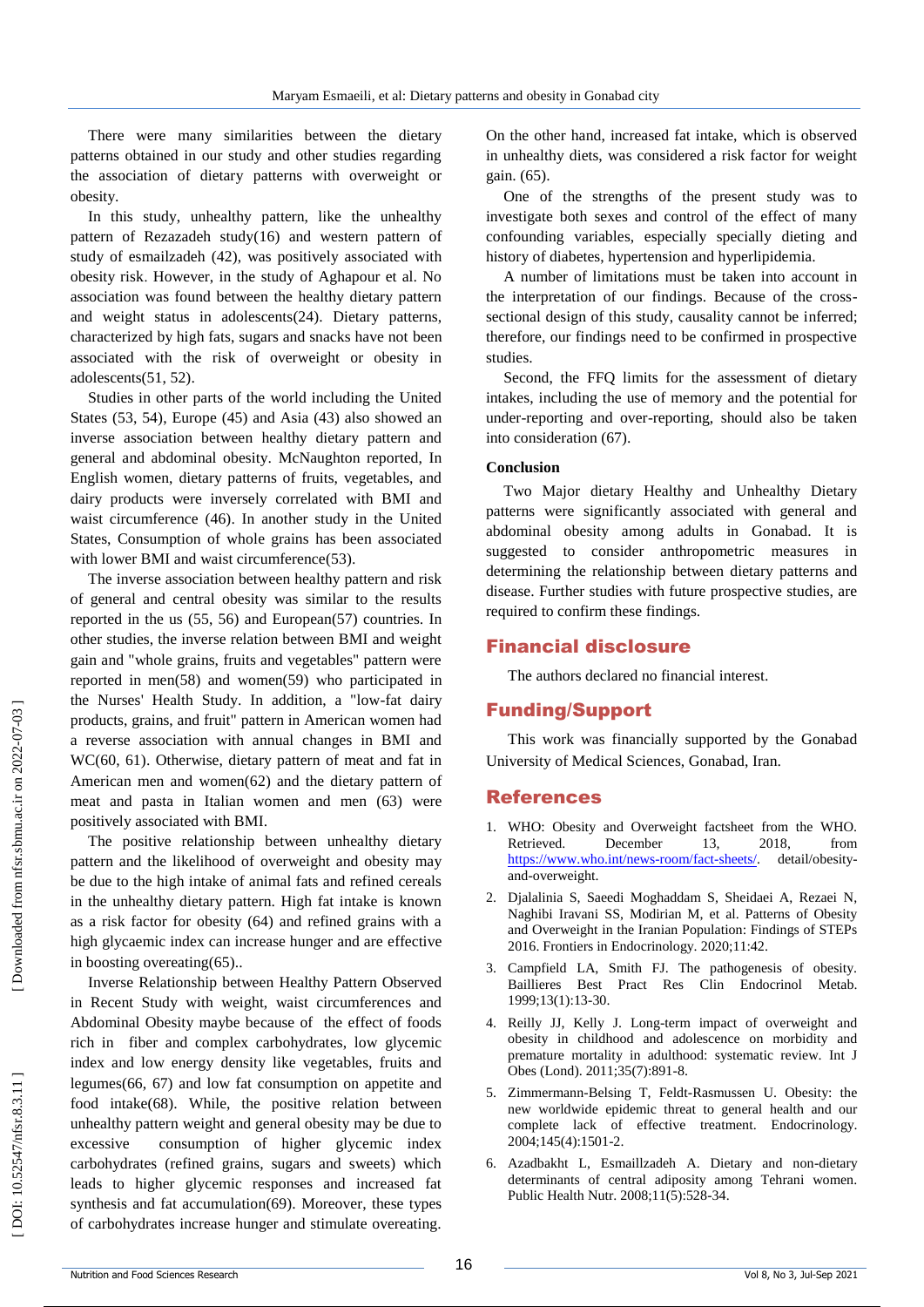There were many similarities between the dietary patterns obtained in our study and other studies regarding the association of dietary patterns with overweight or obesity.

In this study, unhealthy pattern, like the unhealthy pattern of Rezazadeh study(16) and western pattern of study of esmailzadeh (42), was positively associated with obesity risk. However, in the study of Aghapour et al. No association was found between the healthy dietary pattern and weight status in adolescents(24). Dietary patterns, characterized by high fats, sugars and snacks have not been associated with the risk of overweight or obesity in adolescents(51, 52).

Studies in other parts of the world including the United States (53, 54), Europe (45) and Asia (43) also showed an inverse association between healthy dietary pattern and general and abdominal obesity. McNaughton reported, In English women, dietary patterns of fruits, vegetables, and dairy products were inversely correlated with BMI and waist circumference (46). In another study in the United States, Consumption of whole grains has been associated with lower BMI and waist circumference(53).

The inverse association between healthy pattern and risk of general and central obesity was similar to the results reported in the us (55, 56) and European(57) countries. In other studies, the inverse relation between BMI and weight gain and "whole grains, fruits and vegetables" pattern were reported in men(58) and women(59) who participated in the Nurses' Health Study. In addition, a "low-fat dairy products, grains, and fruit" pattern in American women had a reverse association with annual changes in BMI and WC(60, 61). Otherwise, dietary pattern of meat and fat in American men and women(62) and the dietary pattern of meat and pasta in Italian women and men (63) were positively associated with BMI.

The positive relationship between unhealthy dietary pattern and the likelihood of overweight and obesity may be due to the high intake of animal fats and refined cereals in the unhealthy dietary pattern. High fat intake is known as a risk factor for obesity (64) and refined grains with a high glycaemic index can increase hunger and are effective in boosting overeating(65)..

Inverse Relationship between Healthy Pattern Observed in Recent Study with weight, waist circumferences and Abdominal Obesity maybe because of the effect of foods rich in fiber and complex carbohydrates, low glycemic index and low energy density like vegetables, fruits and legumes(66, 67) and low fat consumption on appetite and food intake(68). While, the positive relation between unhealthy pattern weight and general obesity may be due to excessive consumption of higher glycemic index carbohydrates (refined grains, sugars and sweets) which leads to higher glycemic responses and increased fat synthesis and fat accumulation(69). Moreover, these types of carbohydrates increase hunger and stimulate overeating. On the other hand, increased fat intake, which is observed in unhealthy diets, was considered a risk factor for weight gain. (65).

One of the strengths of the present study was to investigate both sexes and control of the effect of many confounding variables, especially specially dieting and history of diabetes, hypertension and hyperlipidemia.

A number of limitations must be taken into account in the interpretation of our findings. Because of the cross-sectional design of this study, causality cannot be inferred; therefore, our findings need to be confirmed in prospective studies.

Second, the FFQ limits for the assessment of dietary intakes, including the use of memory and the potential for under-reporting and over-reporting, should also be taken into consideration (67).

### Conclusion

Two Major dietary Healthy and Unhealthy Dietary patterns were significantly associated with general and abdominal obesity among adults in Gonabad. It is suggested to consider anthropometric measures in determining the relationship between dietary patterns and disease. Further studies with future prospective studies, are required to confirm these findings.

## Financial disclosure

The authors declared no financial interest.

## Funding/Support

This work was financially supported by the Gonabad University of Medical Sciences, Gonabad, Iran.

## References

1. WHO: Obesity and Overweight factsheet from the WHO. Retrieved. December 13, 2018, from https://www.who.int/news-room/fact-sheets/. detail/obesity-and-overweight.
2. Djalalinia S, Saeedi Moghaddam S, Sheidaei A, Rezaei N, Naghibi Iravani SS, Modirian M, et al. Patterns of Obesity and Overweight in the Iranian Population: Findings of STEPs 2016. Frontiers in Endocrinology. 2020;11:42.
3. Campfield LA, Smith FJ. The pathogenesis of obesity. Baillieres Best Pract Res Clin Endocrinol Metab. 1999;13(1):13-30.
4. Reilly JJ, Kelly J. Long-term impact of overweight and obesity in childhood and adolescence on morbidity and premature mortality in adulthood: systematic review. Int J Obes (Lond). 2011;35(7):891-8.
5. Zimmermann-Belsing T, Feldt-Rasmussen U. Obesity: the new worldwide epidemic threat to general health and our complete lack of effective treatment. Endocrinology. 2004;145(4):1501-2.
6. Azadbakht L, Esmaillzadeh A. Dietary and non-dietary determinants of central adiposity among Tehrani women. Public Health Nutr. 2008;11(5):528-34.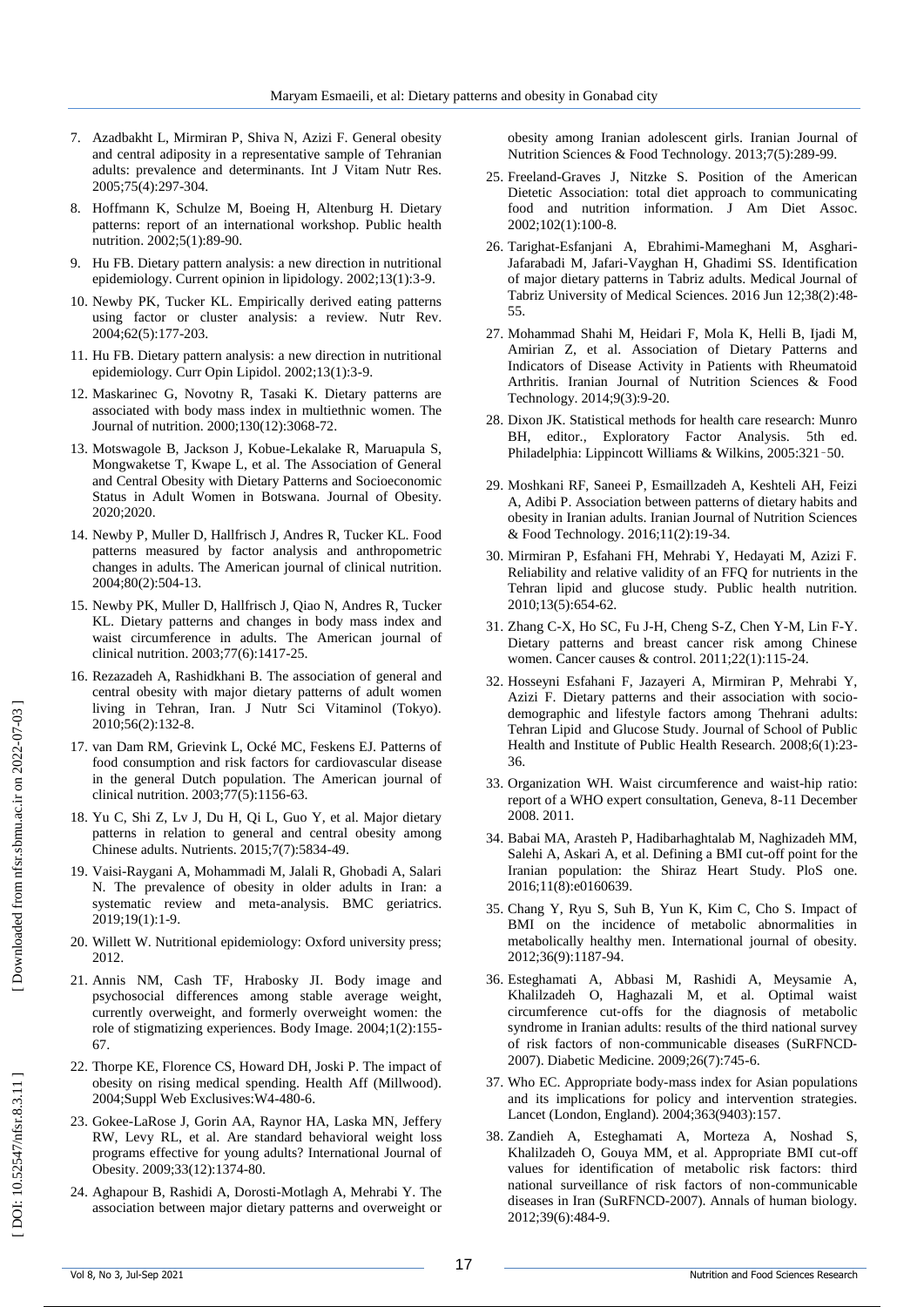7. Azadbakht L, Mirmiran P, Shiva N, Azizi F. General obesity and central adiposity in a representative sample of Tehranian adults: prevalence and determinants. Int J Vitam Nutr Res. 2005;75(4):297-304.
8. Hoffmann K, Schulze M, Boeing H, Altenburg H. Dietary patterns: report of an international workshop. Public health nutrition. 2002;5(1):89-90.
9. Hu FB. Dietary pattern analysis: a new direction in nutritional epidemiology. Current opinion in lipidology. 2002;13(1):3-9.
10. Newby PK, Tucker KL. Empirically derived eating patterns using factor or cluster analysis: a review. Nutr Rev. 2004;62(5):177-203.
11. Hu FB. Dietary pattern analysis: a new direction in nutritional epidemiology. Curr Opin Lipidol. 2002;13(1):3-9.
12. Maskarinec G, Novotny R, Tasaki K. Dietary patterns are associated with body mass index in multiethnic women. The Journal of nutrition. 2000;130(12):3068-72.
13. Motswagole B, Jackson J, Kobue-Lekalake R, Maruapula S, Mongwaketse T, Kwape L, et al. The Association of General and Central Obesity with Dietary Patterns and Socioeconomic Status in Adult Women in Botswana. Journal of Obesity. 2020;2020.
14. Newby P, Muller D, Hallfrisch J, Andres R, Tucker KL. Food patterns measured by factor analysis and anthropometric changes in adults. The American journal of clinical nutrition. 2004;80(2):504-13.
15. Newby PK, Muller D, Hallfrisch J, Qiao N, Andres R, Tucker KL. Dietary patterns and changes in body mass index and waist circumference in adults. The American journal of clinical nutrition. 2003;77(6):1417-25.
16. Rezazadeh A, Rashidkhani B. The association of general and central obesity with major dietary patterns of adult women living in Tehran, Iran. J Nutr Sci Vitaminol (Tokyo). 2010;56(2):132-8.
17. van Dam RM, Grievink L, Ocké MC, Feskens EJ. Patterns of food consumption and risk factors for cardiovascular disease in the general Dutch population. The American journal of clinical nutrition. 2003;77(5):1156-63.
18. Yu C, Shi Z, Lv J, Du H, Qi L, Guo Y, et al. Major dietary patterns in relation to general and central obesity among Chinese adults. Nutrients. 2015;7(7):5834-49.
19. Vaisi-Raygani A, Mohammadi M, Jalali R, Ghobadi A, Salari N. The prevalence of obesity in older adults in Iran: a systematic review and meta-analysis. BMC geriatrics. 2019;19(1):1-9.
20. Willett W. Nutritional epidemiology: Oxford university press; 2012.
21. Annis NM, Cash TF, Hrabosky JI. Body image and psychosocial differences among stable average weight, currently overweight, and formerly overweight women: the role of stigmatizing experiences. Body Image. 2004;1(2):155-67.
22. Thorpe KE, Florence CS, Howard DH, Joski P. The impact of obesity on rising medical spending. Health Aff (Millwood). 2004;Suppl Web Exclusives:W4-480-6.
23. Gokee-LaRose J, Gorin AA, Raynor HA, Laska MN, Jeffery RW, Levy RL, et al. Are standard behavioral weight loss programs effective for young adults? International Journal of Obesity. 2009;33(12):1374-80.
24. Aghapour B, Rashidi A, Dorosti-Motlagh A, Mehrabi Y. The association between major dietary patterns and overweight or obesity among Iranian adolescent girls. Iranian Journal of Nutrition Sciences & Food Technology. 2013;7(5):289-99.
25. Freeland-Graves J, Nitzke S. Position of the American Dietetic Association: total diet approach to communicating food and nutrition information. J Am Diet Assoc. 2002;102(1):100-8.
26. Tarighat-Esfanjani A, Ebrahimi-Mameghani M, Asghari-Jafarabadi M, Jafari-Vayghan H, Ghadimi SS. Identification of major dietary patterns in Tabriz adults. Medical Journal of Tabriz University of Medical Sciences. 2016 Jun 12;38(2):48-55.
27. Mohammad Shahi M, Heidari F, Mola K, Helli B, Ijadi M, Amirian Z, et al. Association of Dietary Patterns and Indicators of Disease Activity in Patients with Rheumatoid Arthritis. Iranian Journal of Nutrition Sciences & Food Technology. 2014;9(3):9-20.
28. Dixon JK. Statistical methods for health care research: Munro BH, editor., Exploratory Factor Analysis. 5th ed. Philadelphia: Lippincott Williams & Wilkins, 2005:321‑50.
29. Moshkani RF, Saneei P, Esmaillzadeh A, Keshteli AH, Feizi A, Adibi P. Association between patterns of dietary habits and obesity in Iranian adults. Iranian Journal of Nutrition Sciences & Food Technology. 2016;11(2):19-34.
30. Mirmiran P, Esfahani FH, Mehrabi Y, Hedayati M, Azizi F. Reliability and relative validity of an FFQ for nutrients in the Tehran lipid and glucose study. Public health nutrition. 2010;13(5):654-62.
31. Zhang C-X, Ho SC, Fu J-H, Cheng S-Z, Chen Y-M, Lin F-Y. Dietary patterns and breast cancer risk among Chinese women. Cancer causes & control. 2011;22(1):115-24.
32. Hosseyni Esfahani F, Jazayeri A, Mirmiran P, Mehrabi Y, Azizi F. Dietary patterns and their association with socio-demographic and lifestyle factors among Thehrani adults: Tehran Lipid and Glucose Study. Journal of School of Public Health and Institute of Public Health Research. 2008;6(1):23-36.
33. Organization WH. Waist circumference and waist-hip ratio: report of a WHO expert consultation, Geneva, 8-11 December 2008. 2011.
34. Babai MA, Arasteh P, Hadibarhaghtalab M, Naghizadeh MM, Salehi A, Askari A, et al. Defining a BMI cut-off point for the Iranian population: the Shiraz Heart Study. PloS one. 2016;11(8):e0160639.
35. Chang Y, Ryu S, Suh B, Yun K, Kim C, Cho S. Impact of BMI on the incidence of metabolic abnormalities in metabolically healthy men. International journal of obesity. 2012;36(9):1187-94.
36. Esteghamati A, Abbasi M, Rashidi A, Meysamie A, Khalilzadeh O, Haghazali M, et al. Optimal waist circumference cut-offs for the diagnosis of metabolic syndrome in Iranian adults: results of the third national survey of risk factors of non-communicable diseases (SuRFNCD-2007). Diabetic Medicine. 2009;26(7):745-6.
37. Who EC. Appropriate body-mass index for Asian populations and its implications for policy and intervention strategies. Lancet (London, England). 2004;363(9403):157.
38. Zandieh A, Esteghamati A, Morteza A, Noshad S, Khalilzadeh O, Gouya MM, et al. Appropriate BMI cut-off values for identification of metabolic risk factors: third national surveillance of risk factors of non-communicable diseases in Iran (SuRFNCD-2007). Annals of human biology. 2012;39(6):484-9.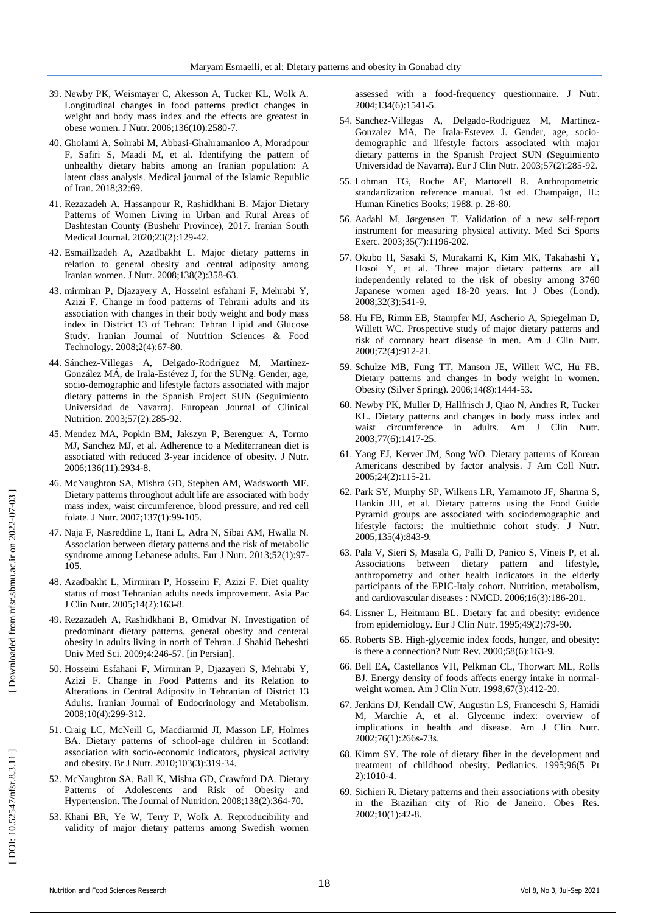39. Newby PK, Weismayer C, Akesson A, Tucker KL, Wolk A. Longitudinal changes in food patterns predict changes in weight and body mass index and the effects are greatest in obese women. J Nutr. 2006;136(10):2580-7.

40. Gholami A, Sohrabi M, Abbasi-Ghahramanloo A, Moradpour F, Safiri S, Maadi M, et al. Identifying the pattern of unhealthy dietary habits among an Iranian population: A latent class analysis. Medical journal of the Islamic Republic of Iran. 2018;32:69.

41. Rezazadeh A, Hassanpour R, Rashidkhani B. Major Dietary Patterns of Women Living in Urban and Rural Areas of Dashtestan County (Bushehr Province), 2017. Iranian South Medical Journal. 2020;23(2):129-42.

42. Esmaillzadeh A, Azadbakht L. Major dietary patterns in relation to general obesity and central adiposity among Iranian women. J Nutr. 2008;138(2):358-63.

43. mirmiran P, Djazayery A, Hosseini esfahani F, Mehrabi Y, Azizi F. Change in food patterns of Tehrani adults and its association with changes in their body weight and body mass index in District 13 of Tehran: Tehran Lipid and Glucose Study. Iranian Journal of Nutrition Sciences & Food Technology. 2008;2(4):67-80.

44. Sánchez-Villegas A, Delgado-Rodríguez M, Martínez-González MÁ, de Irala-Estévez J, for the SUNg. Gender, age, socio-demographic and lifestyle factors associated with major dietary patterns in the Spanish Project SUN (Seguimiento Universidad de Navarra). European Journal of Clinical Nutrition. 2003;57(2):285-92.

45. Mendez MA, Popkin BM, Jakszyn P, Berenguer A, Tormo MJ, Sanchez MJ, et al. Adherence to a Mediterranean diet is associated with reduced 3-year incidence of obesity. J Nutr. 2006;136(11):2934-8.

46. McNaughton SA, Mishra GD, Stephen AM, Wadsworth ME. Dietary patterns throughout adult life are associated with body mass index, waist circumference, blood pressure, and red cell folate. J Nutr. 2007;137(1):99-105.

47. Naja F, Nasreddine L, Itani L, Adra N, Sibai AM, Hwalla N. Association between dietary patterns and the risk of metabolic syndrome among Lebanese adults. Eur J Nutr. 2013;52(1):97-105.

48. Azadbakht L, Mirmiran P, Hosseini F, Azizi F. Diet quality status of most Tehranian adults needs improvement. Asia Pac J Clin Nutr. 2005;14(2):163-8.

49. Rezazadeh A, Rashidkhani B, Omidvar N. Investigation of predominant dietary patterns, general obesity and centeral obesity in adults living in north of Tehran. J Shahid Beheshti Univ Med Sci. 2009;4:246-57. [in Persian].

50. Hosseini Esfahani F, Mirmiran P, Djazayeri S, Mehrabi Y, Azizi F. Change in Food Patterns and its Relation to Alterations in Central Adiposity in Tehranian of District 13 Adults. Iranian Journal of Endocrinology and Metabolism. 2008;10(4):299-312.

51. Craig LC, McNeill G, Macdiarmid JI, Masson LF, Holmes BA. Dietary patterns of school-age children in Scotland: association with socio-economic indicators, physical activity and obesity. Br J Nutr. 2010;103(3):319-34.

52. McNaughton SA, Ball K, Mishra GD, Crawford DA. Dietary Patterns of Adolescents and Risk of Obesity and Hypertension. The Journal of Nutrition. 2008;138(2):364-70.

53. Khani BR, Ye W, Terry P, Wolk A. Reproducibility and validity of major dietary patterns among Swedish women assessed with a food-frequency questionnaire. J Nutr. 2004;134(6):1541-5.

54. Sanchez-Villegas A, Delgado-Rodriguez M, Martinez-Gonzalez MA, De Irala-Estevez J. Gender, age, socio-demographic and lifestyle factors associated with major dietary patterns in the Spanish Project SUN (Seguimiento Universidad de Navarra). Eur J Clin Nutr. 2003;57(2):285-92.

55. Lohman TG, Roche AF, Martorell R. Anthropometric standardization reference manual. 1st ed. Champaign, IL: Human Kinetics Books; 1988. p. 28-80.

56. Aadahl M, Jørgensen T. Validation of a new self-report instrument for measuring physical activity. Med Sci Sports Exerc. 2003;35(7):1196-202.

57. Okubo H, Sasaki S, Murakami K, Kim MK, Takahashi Y, Hosoi Y, et al. Three major dietary patterns are all independently related to the risk of obesity among 3760 Japanese women aged 18-20 years. Int J Obes (Lond). 2008;32(3):541-9.

58. Hu FB, Rimm EB, Stampfer MJ, Ascherio A, Spiegelman D, Willett WC. Prospective study of major dietary patterns and risk of coronary heart disease in men. Am J Clin Nutr. 2000;72(4):912-21.

59. Schulze MB, Fung TT, Manson JE, Willett WC, Hu FB. Dietary patterns and changes in body weight in women. Obesity (Silver Spring). 2006;14(8):1444-53.

60. Newby PK, Muller D, Hallfrisch J, Qiao N, Andres R, Tucker KL. Dietary patterns and changes in body mass index and waist circumference in adults. Am J Clin Nutr. 2003;77(6):1417-25.

61. Yang EJ, Kerver JM, Song WO. Dietary patterns of Korean Americans described by factor analysis. J Am Coll Nutr. 2005;24(2):115-21.

62. Park SY, Murphy SP, Wilkens LR, Yamamoto JF, Sharma S, Hankin JH, et al. Dietary patterns using the Food Guide Pyramid groups are associated with sociodemographic and lifestyle factors: the multiethnic cohort study. J Nutr. 2005;135(4):843-9.

63. Pala V, Sieri S, Masala G, Palli D, Panico S, Vineis P, et al. Associations between dietary pattern and lifestyle, anthropometry and other health indicators in the elderly participants of the EPIC-Italy cohort. Nutrition, metabolism, and cardiovascular diseases : NMCD. 2006;16(3):186-201.

64. Lissner L, Heitmann BL. Dietary fat and obesity: evidence from epidemiology. Eur J Clin Nutr. 1995;49(2):79-90.

65. Roberts SB. High-glycemic index foods, hunger, and obesity: is there a connection? Nutr Rev. 2000;58(6):163-9.

66. Bell EA, Castellanos VH, Pelkman CL, Thorwart ML, Rolls BJ. Energy density of foods affects energy intake in normal-weight women. Am J Clin Nutr. 1998;67(3):412-20.

67. Jenkins DJ, Kendall CW, Augustin LS, Franceschi S, Hamidi M, Marchie A, et al. Glycemic index: overview of implications in health and disease. Am J Clin Nutr. 2002;76(1):266s-73s.

68. Kimm SY. The role of dietary fiber in the development and treatment of childhood obesity. Pediatrics. 1995;96(5 Pt 2):1010-4.

69. Sichieri R. Dietary patterns and their associations with obesity in the Brazilian city of Rio de Janeiro. Obes Res. 2002;10(1):42-8.